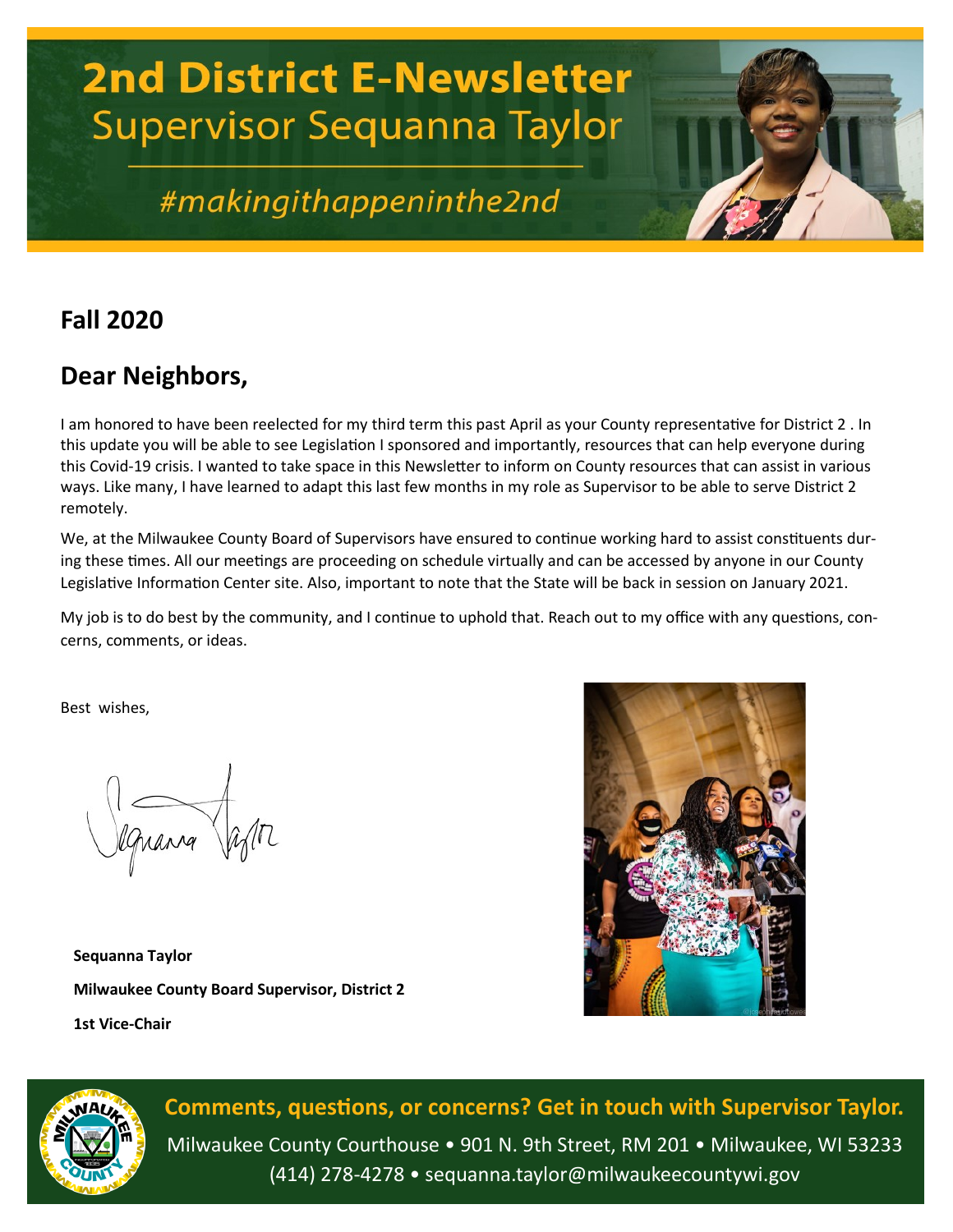# 2nd District E-Newsletter

## Supervisor Sequanna Taylor

*#makingithappeninthe2nd*

## Fall 2020

## Dear Neighbors,

I am honored to have been reelected for my third term this past April as your County representative for District 2 . In this update you will be able to see Legislation I sponsored and importantly, resources that can help everyone during this Covid-19 crisis. I wanted to take space in this Newsletter to inform on County resources that can assist in various ways. Like many, I have learned to adapt this last few months in my role as Supervisor to be able to serve District 2 remotely.

We, at the Milwaukee County Board of Supervisors have ensured to continue working hard to assist constituents during these times. All our meetings are proceeding on schedule virtually and can be accessed by anyone in our County Legislative Information Center site. Also, important to note that the State will be back in session on January 2021.

My job is to do best by the community, and I continue to uphold that. Reach out to my office with any questions, concerns, comments, or ideas.

Best wishes,

**Sequanna Taylor**

**Milwaukee County Board Supervisor, District 2**

**1st Vice-Chair**

**Comments, questions, or concerns? Get in touch with Supervisor Taylor.**

Milwaukee County Courthouse • 901 N. 9th Street, RM 201 • Milwaukee, WI 53233

(414) 278-4278 • sequanna.taylor@milwaukeecountywi.gov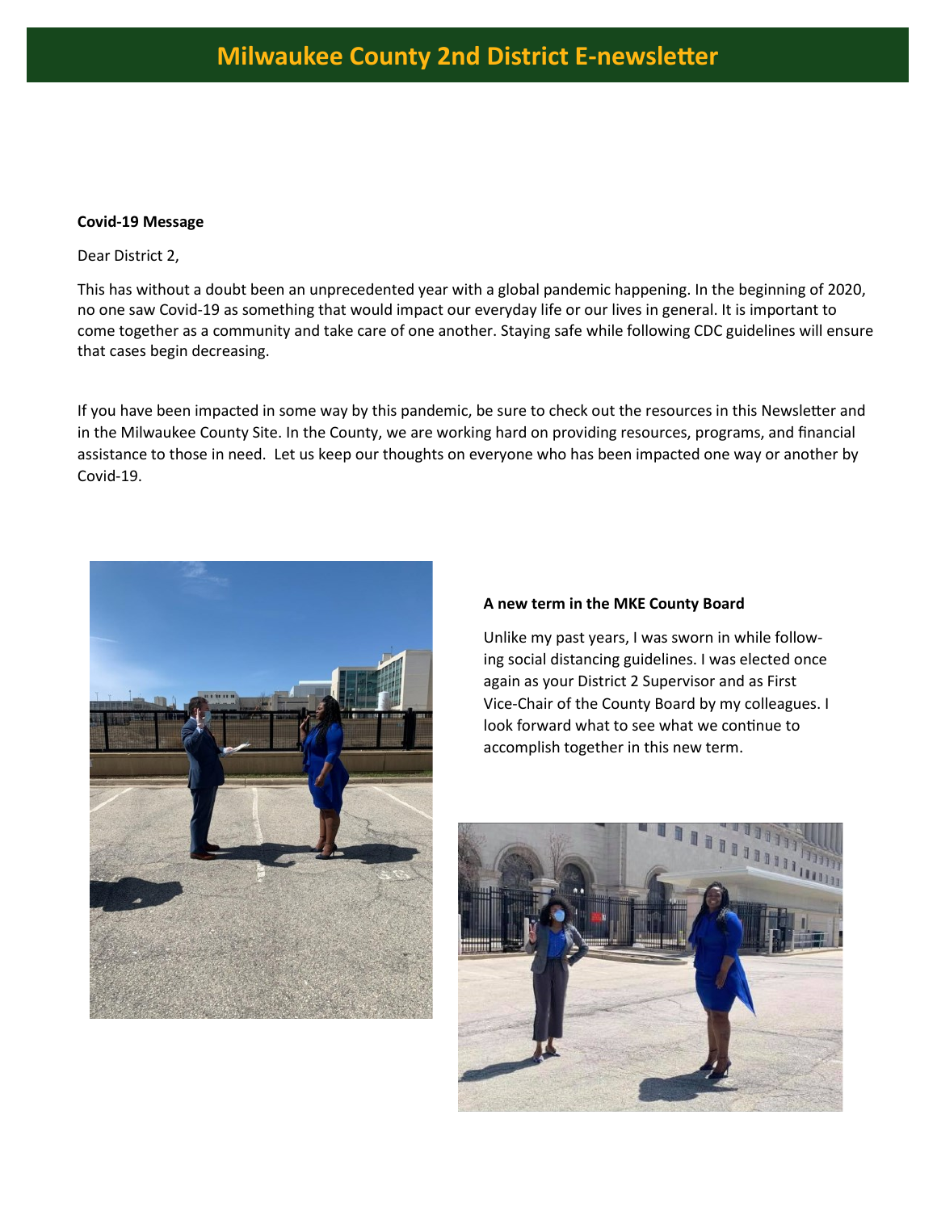# Milwaukee County 2nd District E-newsletter

**Covid-19 Message**

Dear District 2,

This has without a doubt been an unprecedented year with a global pandemic happening. In the beginning of 2020, no one saw Covid-19 as something that would impact our everyday life or our lives in general. It is important to come together as a community and take care of one another. Staying safe while following CDC guidelines will ensure that cases begin decreasing.

If you have been impacted in some way by this pandemic, be sure to check out the resources in this Newsletter and in the Milwaukee County Site. In the County, we are working hard on providing resources, programs, and financial assistance to those in need. Let us keep our thoughts on everyone who has been impacted one way or another by Covid-19.

**A new term in the MKE County Board**

Unlike my past years, I was sworn in while following social distancing guidelines. I was elected once again as your District 2 Supervisor and as First Vice-Chair of the County Board by my colleagues. I look forward what to see what we continue to accomplish together in this new term.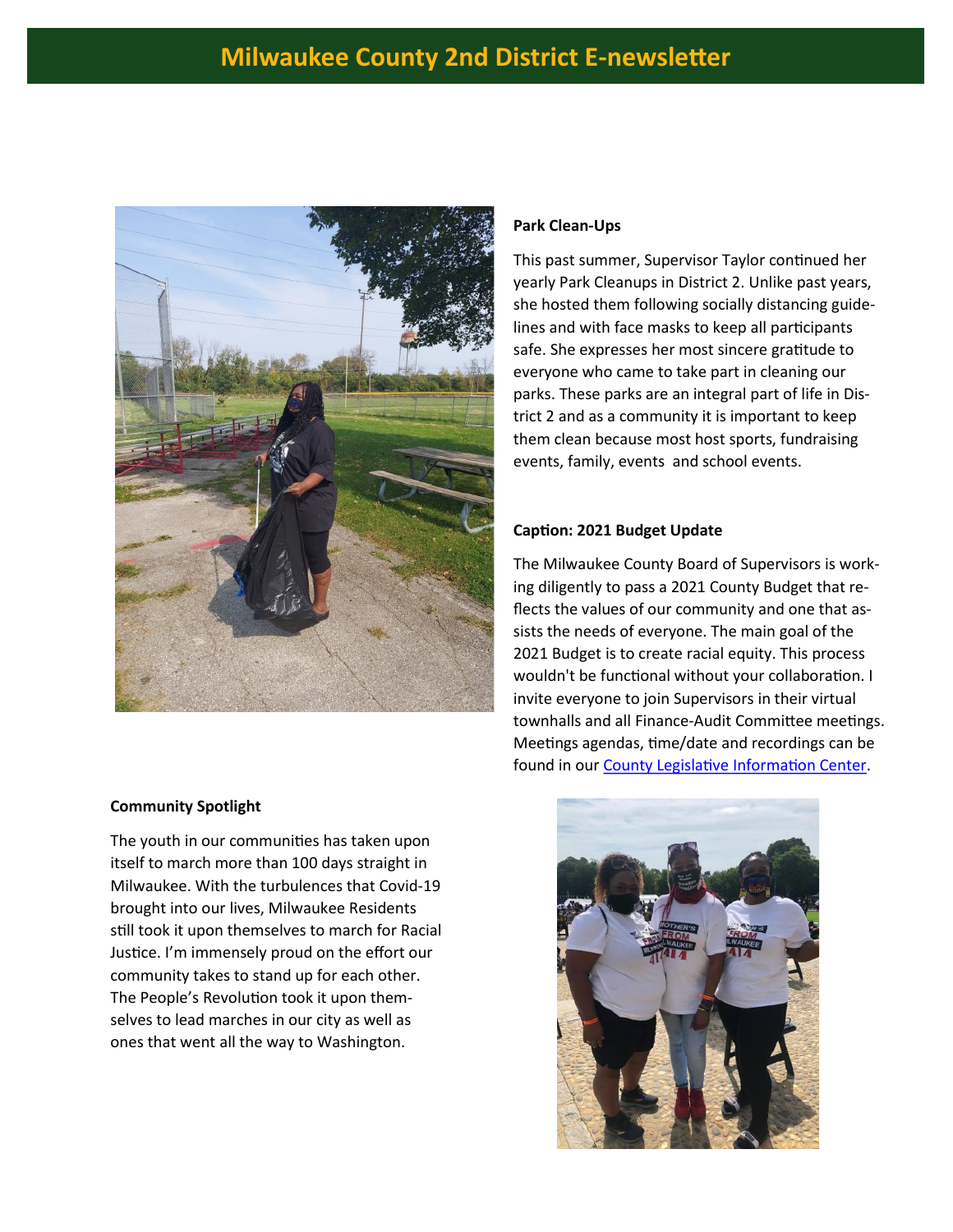# Milwaukee County 2nd District E-newsletter

**Park Clean-Ups**

This past summer, Supervisor Taylor continued her yearly Park Cleanups in District 2. Unlike past years, she hosted them following socially distancing guidelines and with face masks to keep all participants safe. She expresses her most sincere gratitude to everyone who came to take part in cleaning our parks. These parks are an integral part of life in District 2 and as a community it is important to keep them clean because most host sports, fundraising events, family, events  and school events.

**Caption: 2021 Budget Update**

The Milwaukee County Board of Supervisors is working diligently to pass a 2021 County Budget that reflects the values of our community and one that assists the needs of everyone. The main goal of the 2021 Budget is to create racial equity. This process wouldn't be functional without your collaboration. I invite everyone to join Supervisors in their virtual townhalls and all Finance-Audit Committee meetings. Meetings agendas, time/date and recordings can be found in our County Legislative Information Center.

**Community Spotlight**

The youth in our communities has taken upon itself to march more than 100 days straight in Milwaukee. With the turbulences that Covid-19 brought into our lives, Milwaukee Residents still took it upon themselves to march for Racial Justice. I'm immensely proud on the effort our community takes to stand up for each other. The People's Revolution took it upon themselves to lead marches in our city as well as ones that went all the way to Washington.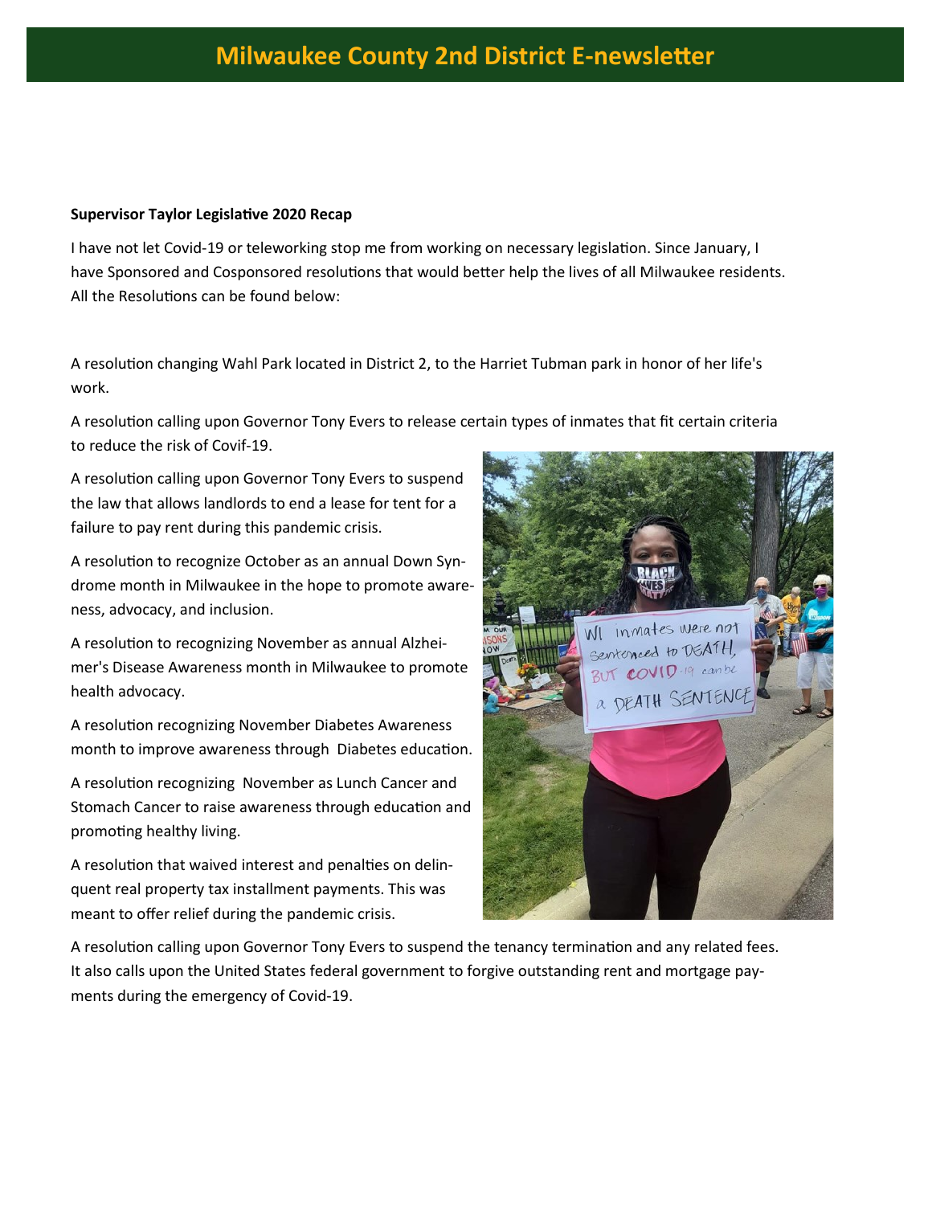# Milwaukee County 2nd District E-newsletter

**Supervisor Taylor Legislative 2020 Recap**

I have not let Covid-19 or teleworking stop me from working on necessary legislation. Since January, I have Sponsored and Cosponsored resolutions that would better help the lives of all Milwaukee residents. All the Resolutions can be found below:

A resolution changing Wahl Park located in District 2, to the Harriet Tubman park in honor of her life's work.

A resolution calling upon Governor Tony Evers to release certain types of inmates that fit certain criteria to reduce the risk of Covif-19.

A resolution calling upon Governor Tony Evers to suspend the law that allows landlords to end a lease for tent for a failure to pay rent during this pandemic crisis.

A resolution to recognize October as an annual Down Syndrome month in Milwaukee in the hope to promote awareness, advocacy, and inclusion.

A resolution to recognizing November as annual Alzheimer's Disease Awareness month in Milwaukee to promote health advocacy.

A resolution recognizing November Diabetes Awareness month to improve awareness through Diabetes education.

A resolution recognizing November as Lunch Cancer and Stomach Cancer to raise awareness through education and promoting healthy living.

A resolution that waived interest and penalties on delinquent real property tax installment payments. This was meant to offer relief during the pandemic crisis.

A resolution calling upon Governor Tony Evers to suspend the tenancy termination and any related fees. It also calls upon the United States federal government to forgive outstanding rent and mortgage payments during the emergency of Covid-19.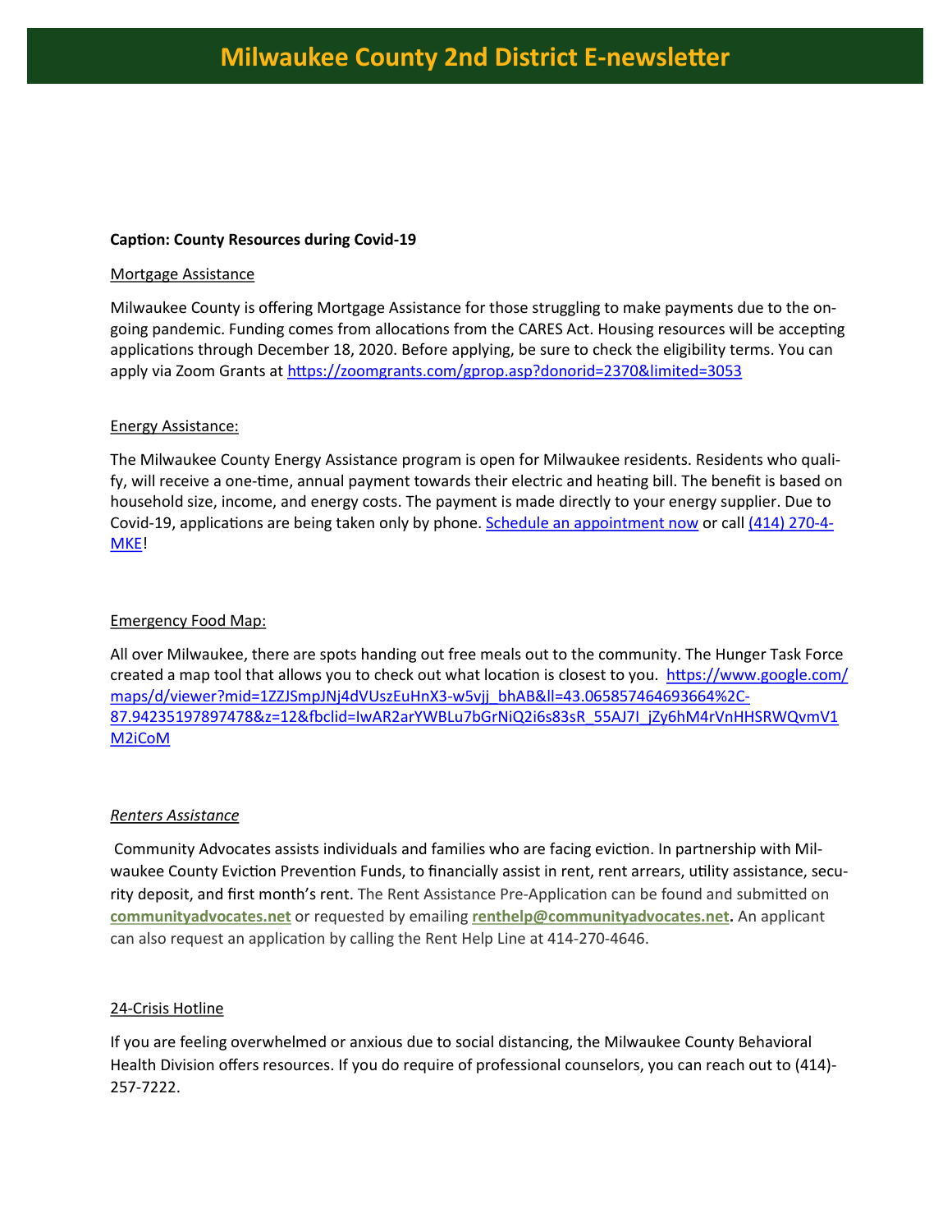# Milwaukee County 2nd District E-newsletter

**Caption: County Resources during Covid-19**

Mortgage Assistance

Milwaukee County is offering Mortgage Assistance for those struggling to make payments due to the ongoing pandemic. Funding comes from allocations from the CARES Act. Housing resources will be accepting applications through December 18, 2020. Before applying, be sure to check the eligibility terms. You can apply via Zoom Grants at https://zoomgrants.com/gprop.asp?donorid=2370&limited=3053

Energy Assistance:

The Milwaukee County Energy Assistance program is open for Milwaukee residents. Residents who qualify, will receive a one-time, annual payment towards their electric and heating bill. The benefit is based on household size, income, and energy costs. The payment is made directly to your energy supplier. Due to Covid-19, applications are being taken only by phone. Schedule an appointment now or call (414) 270-4-MKE!

Emergency Food Map:

All over Milwaukee, there are spots handing out free meals out to the community. The Hunger Task Force created a map tool that allows you to check out what location is closest to you. https://www.google.com/maps/d/viewer?mid=1ZZJSmpJNj4dVUszEuHnX3-w5vjj_bhAB&ll=43.065857464693664%2C-87.94235197897478&z=12&fbclid=IwAR2arYWBLu7bGrNiQ2i6s83sR_55AJ7I_jZy6hM4rVnHHSRWQvmV1M2iCoM

*Renters Assistance*

Community Advocates assists individuals and families who are facing eviction. In partnership with Milwaukee County Eviction Prevention Funds, to financially assist in rent, rent arrears, utility assistance, security deposit, and first month's rent. The Rent Assistance Pre-Application can be found and submitted on **communityadvocates.net** or requested by emailing **renthelp@communityadvocates.net.** An applicant can also request an application by calling the Rent Help Line at 414-270-4646.

24-Crisis Hotline

If you are feeling overwhelmed or anxious due to social distancing, the Milwaukee County Behavioral Health Division offers resources. If you do require of professional counselors, you can reach out to (414)-257-7222.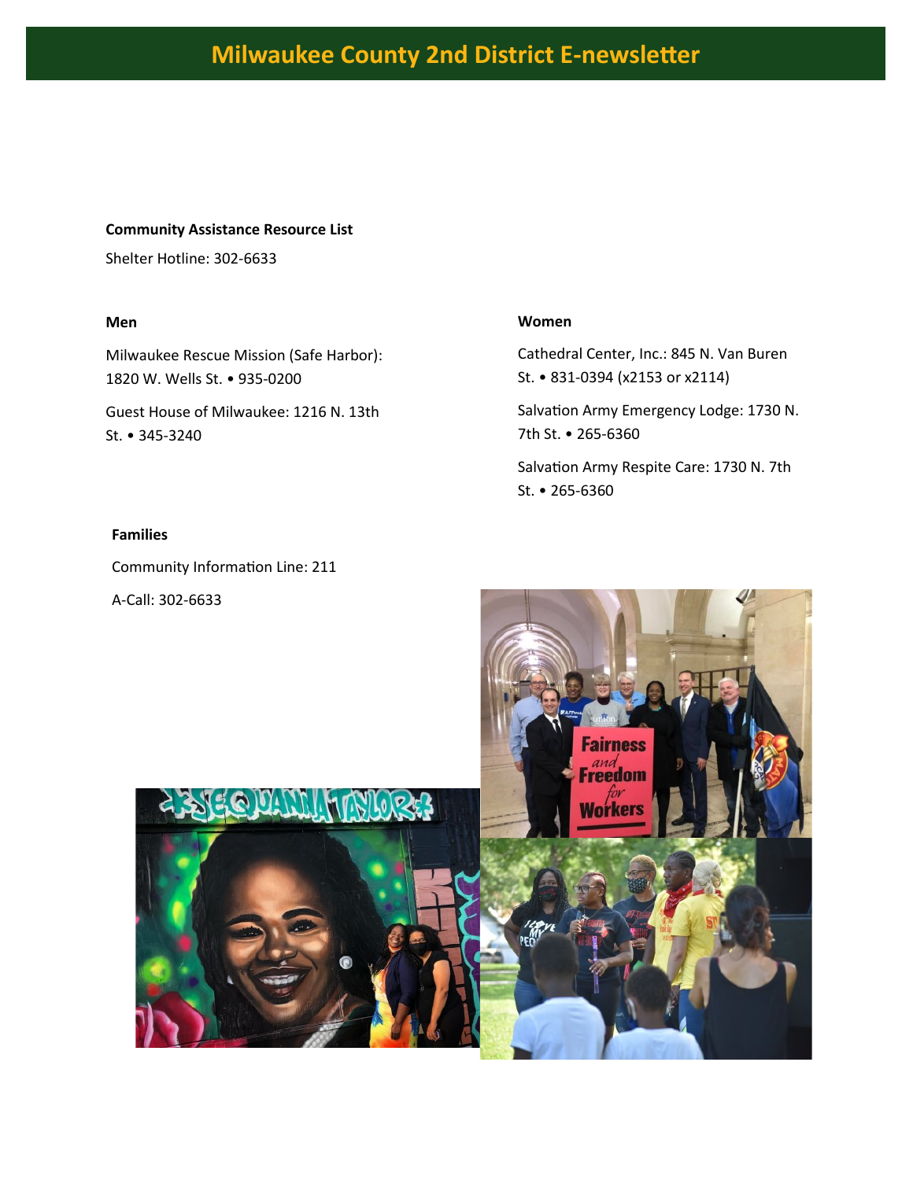# Milwaukee County 2nd District E-newsletter

**Community Assistance Resource List**

Shelter Hotline: 302-6633

**Men**

Milwaukee Rescue Mission (Safe Harbor): 1820 W. Wells St. • 935-0200

Guest House of Milwaukee: 1216 N. 13th St. • 345-3240

**Women**

Cathedral Center, Inc.: 845 N. Van Buren St. • 831-0394 (x2153 or x2114)

Salvation Army Emergency Lodge: 1730 N. 7th St. • 265-6360

Salvation Army Respite Care: 1730 N. 7th St. • 265-6360

**Families**

Community Information Line: 211

A-Call: 302-6633